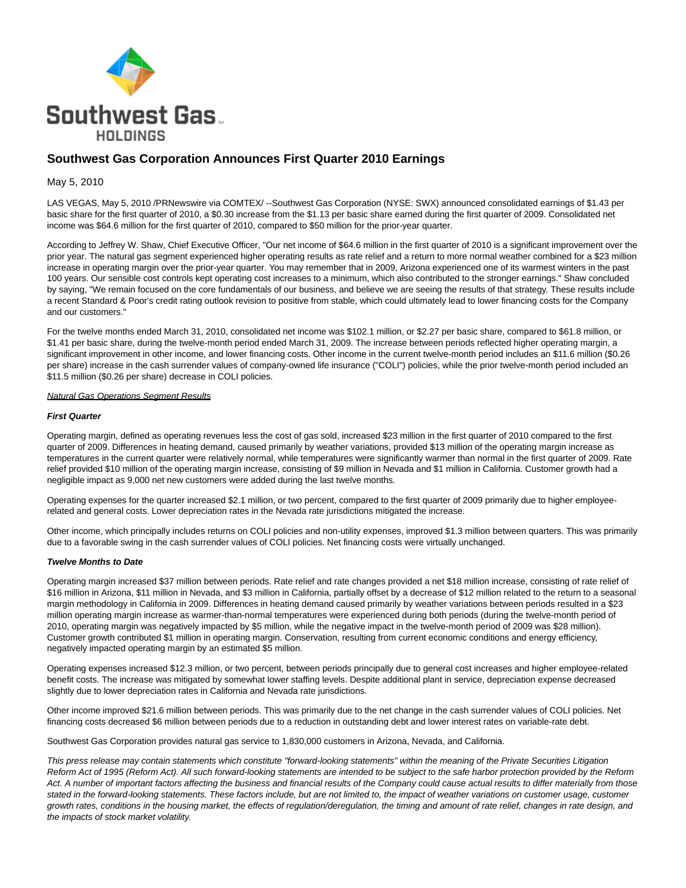# Southwest Gas Corporation Announces First Quarter 2010 Earnings

May 5, 2010

LAS VEGAS, May 5, 2010 /PRNewswire via COMTEX/ --Southwest Gas Corporation (NYSE: SWX) announced consolidated earnings of $1.43 per basic share for the first quarter of 2010, a $0.30 increase from the $1.13 per basic share earned during the first quarter of 2009. Consolidated net income was $64.6 million for the first quarter of 2010, compared to $50 million for the prior-year quarter.

According to Jeffrey W. Shaw, Chief Executive Officer, "Our net income of $64.6 million in the first quarter of 2010 is a significant improvement over the prior year. The natural gas segment experienced higher operating results as rate relief and a return to more normal weather combined for a $23 million increase in operating margin over the prior-year quarter. You may remember that in 2009, Arizona experienced one of its warmest winters in the past 100 years. Our sensible cost controls kept operating cost increases to a minimum, which also contributed to the stronger earnings." Shaw concluded by saying, "We remain focused on the core fundamentals of our business, and believe we are seeing the results of that strategy. These results include a recent Standard & Poor's credit rating outlook revision to positive from stable, which could ultimately lead to lower financing costs for the Company and our customers."

For the twelve months ended March 31, 2010, consolidated net income was $102.1 million, or $2.27 per basic share, compared to $61.8 million, or $1.41 per basic share, during the twelve-month period ended March 31, 2009. The increase between periods reflected higher operating margin, a significant improvement in other income, and lower financing costs. Other income in the current twelve-month period includes an $11.6 million ($0.26 per share) increase in the cash surrender values of company-owned life insurance ("COLI") policies, while the prior twelve-month period included an $11.5 million ($0.26 per share) decrease in COLI policies.

## Natural Gas Operations Segment Results

### First Quarter

Operating margin, defined as operating revenues less the cost of gas sold, increased $23 million in the first quarter of 2010 compared to the first quarter of 2009. Differences in heating demand, caused primarily by weather variations, provided $13 million of the operating margin increase as temperatures in the current quarter were relatively normal, while temperatures were significantly warmer than normal in the first quarter of 2009. Rate relief provided $10 million of the operating margin increase, consisting of $9 million in Nevada and $1 million in California. Customer growth had a negligible impact as 9,000 net new customers were added during the last twelve months.

Operating expenses for the quarter increased $2.1 million, or two percent, compared to the first quarter of 2009 primarily due to higher employee-related and general costs. Lower depreciation rates in the Nevada rate jurisdictions mitigated the increase.

Other income, which principally includes returns on COLI policies and non-utility expenses, improved $1.3 million between quarters. This was primarily due to a favorable swing in the cash surrender values of COLI policies. Net financing costs were virtually unchanged.

### Twelve Months to Date

Operating margin increased $37 million between periods. Rate relief and rate changes provided a net $18 million increase, consisting of rate relief of $16 million in Arizona, $11 million in Nevada, and $3 million in California, partially offset by a decrease of $12 million related to the return to a seasonal margin methodology in California in 2009. Differences in heating demand caused primarily by weather variations between periods resulted in a $23 million operating margin increase as warmer-than-normal temperatures were experienced during both periods (during the twelve-month period of 2010, operating margin was negatively impacted by $5 million, while the negative impact in the twelve-month period of 2009 was $28 million). Customer growth contributed $1 million in operating margin. Conservation, resulting from current economic conditions and energy efficiency, negatively impacted operating margin by an estimated $5 million.

Operating expenses increased $12.3 million, or two percent, between periods principally due to general cost increases and higher employee-related benefit costs. The increase was mitigated by somewhat lower staffing levels. Despite additional plant in service, depreciation expense decreased slightly due to lower depreciation rates in California and Nevada rate jurisdictions.

Other income improved $21.6 million between periods. This was primarily due to the net change in the cash surrender values of COLI policies. Net financing costs decreased $6 million between periods due to a reduction in outstanding debt and lower interest rates on variable-rate debt.

Southwest Gas Corporation provides natural gas service to 1,830,000 customers in Arizona, Nevada, and California.

*This press release may contain statements which constitute "forward-looking statements" within the meaning of the Private Securities Litigation Reform Act of 1995 (Reform Act). All such forward-looking statements are intended to be subject to the safe harbor protection provided by the Reform Act. A number of important factors affecting the business and financial results of the Company could cause actual results to differ materially from those stated in the forward-looking statements. These factors include, but are not limited to, the impact of weather variations on customer usage, customer growth rates, conditions in the housing market, the effects of regulation/deregulation, the timing and amount of rate relief, changes in rate design, and the impacts of stock market volatility.*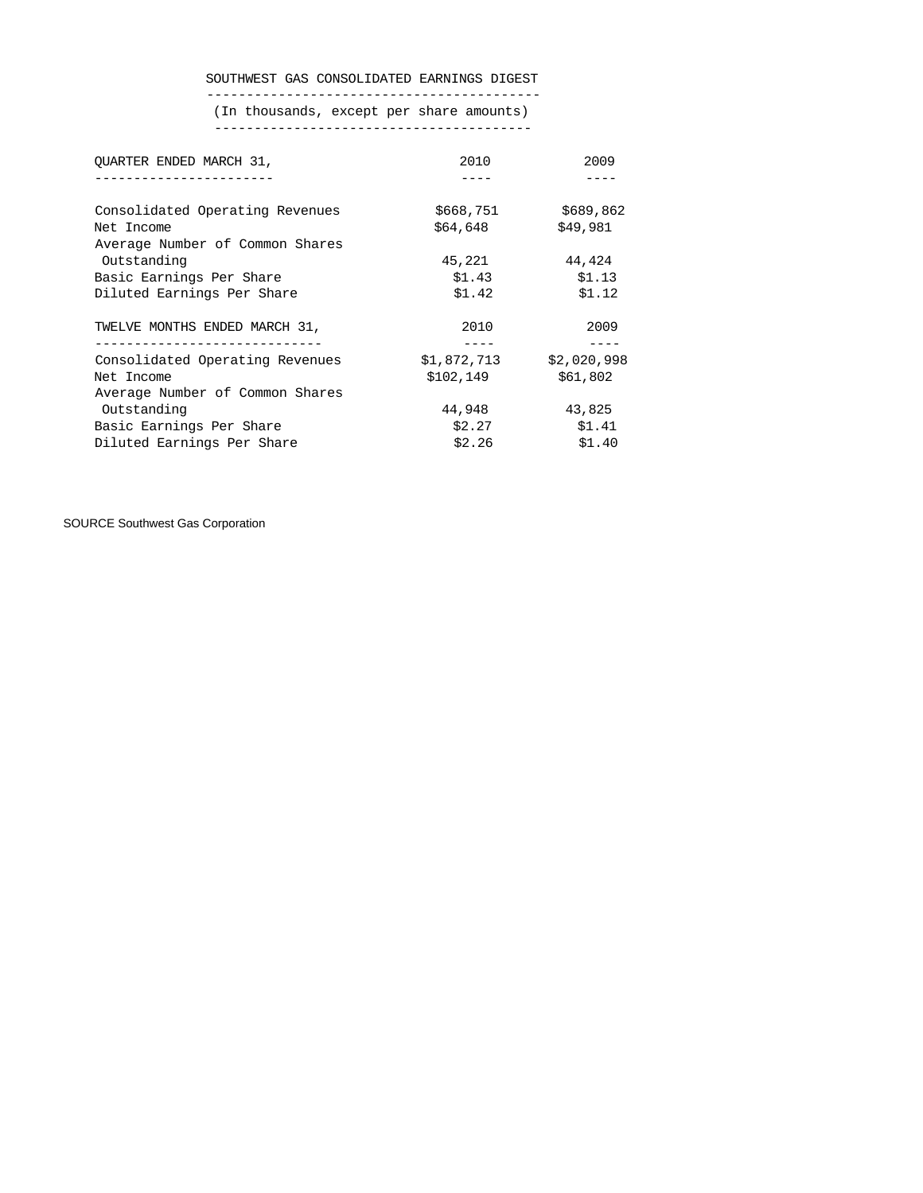# SOUTHWEST GAS CONSOLIDATED EARNINGS DIGEST

(In thousands, except per share amounts)

| QUARTER ENDED MARCH 31, | 2010 | 2009 |
|---|---|---|
| Consolidated Operating Revenues | $668,751 | $689,862 |
| Net Income | $64,648 | $49,981 |
| Average Number of Common Shares Outstanding | 45,221 | 44,424 |
| Basic Earnings Per Share | $1.43 | $1.13 |
| Diluted Earnings Per Share | $1.42 | $1.12 |

| TWELVE MONTHS ENDED MARCH 31, | 2010 | 2009 |
|---|---|---|
| Consolidated Operating Revenues | $1,872,713 | $2,020,998 |
| Net Income | $102,149 | $61,802 |
| Average Number of Common Shares Outstanding | 44,948 | 43,825 |
| Basic Earnings Per Share | $2.27 | $1.41 |
| Diluted Earnings Per Share | $2.26 | $1.40 |

SOURCE Southwest Gas Corporation